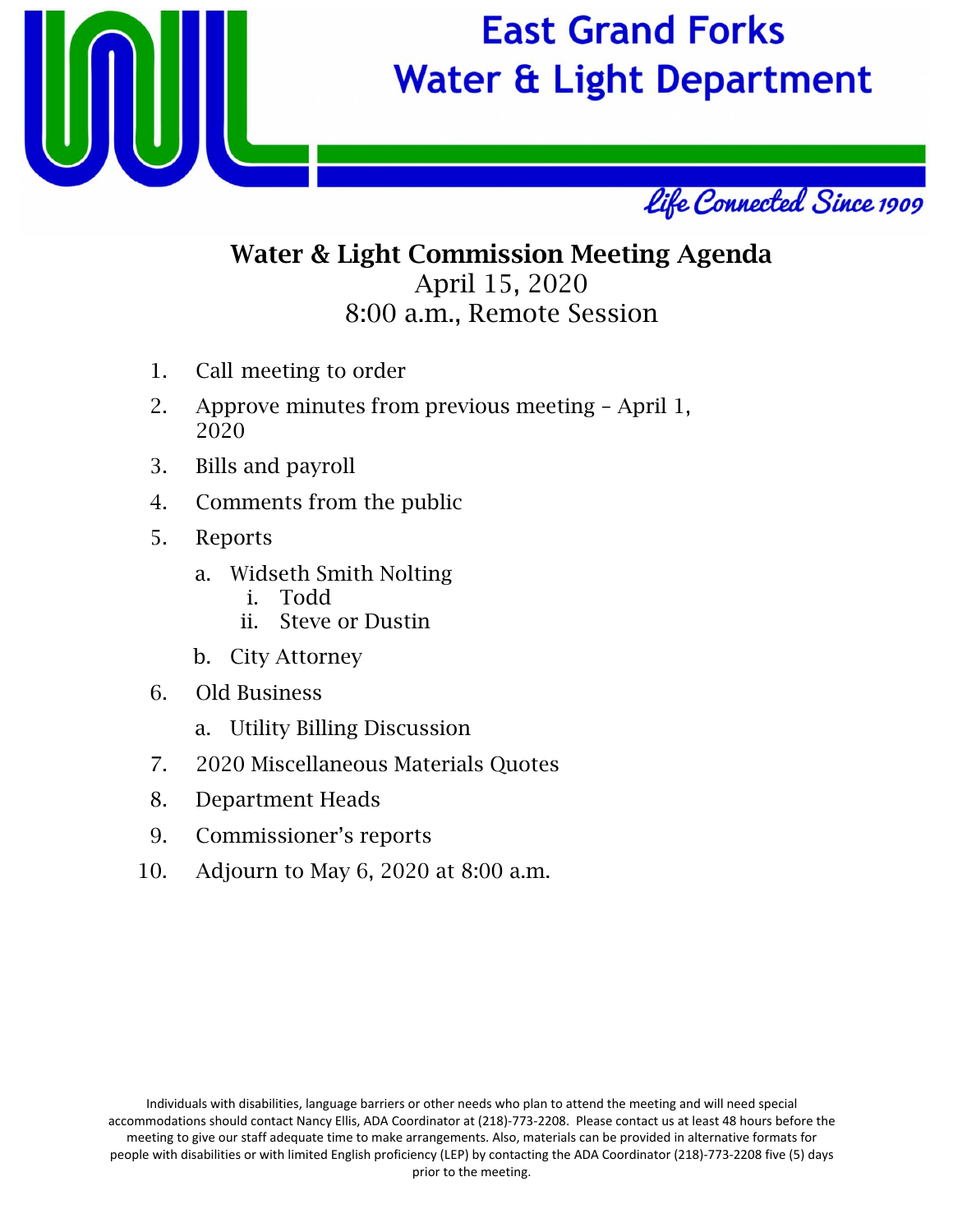# East Grand Forks Water & Light Department

*Life Connected Since 1909*

## Water & Light Commission Meeting Agenda

April 15, 2020

8:00 a.m., Remote Session

1. Call meeting to order
2. Approve minutes from previous meeting – April 1, 2020
3. Bills and payroll
4. Comments from the public
5. Reports
   a. Widseth Smith Nolting
      i. Todd
      ii. Steve or Dustin
   b. City Attorney
6. Old Business
   a. Utility Billing Discussion
7. 2020 Miscellaneous Materials Quotes
8. Department Heads
9. Commissioner's reports
10. Adjourn to May 6, 2020 at 8:00 a.m.

Individuals with disabilities, language barriers or other needs who plan to attend the meeting and will need special accommodations should contact Nancy Ellis, ADA Coordinator at (218)-773-2208. Please contact us at least 48 hours before the meeting to give our staff adequate time to make arrangements. Also, materials can be provided in alternative formats for people with disabilities or with limited English proficiency (LEP) by contacting the ADA Coordinator (218)-773-2208 five (5) days prior to the meeting.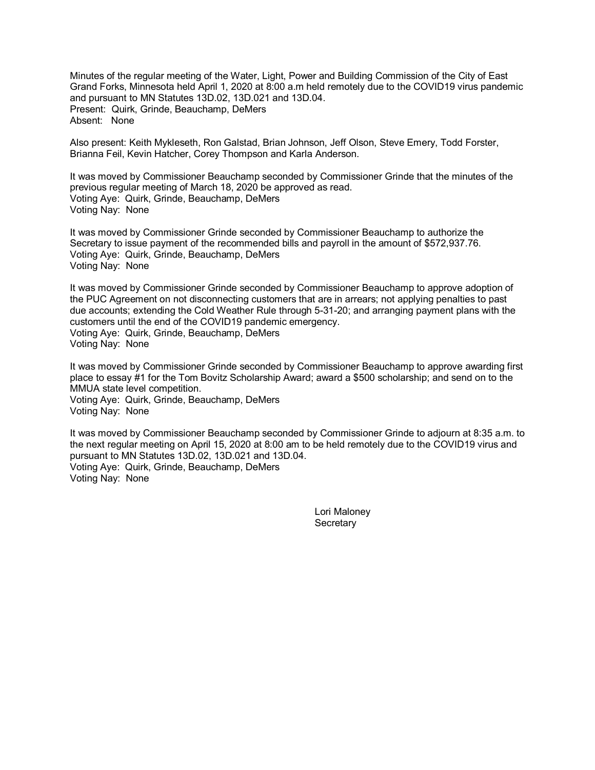Minutes of the regular meeting of the Water, Light, Power and Building Commission of the City of East Grand Forks, Minnesota held April 1, 2020 at 8:00 a.m held remotely due to the COVID19 virus pandemic and pursuant to MN Statutes 13D.02, 13D.021 and 13D.04.
Present: Quirk, Grinde, Beauchamp, DeMers
Absent: None

Also present: Keith Mykleseth, Ron Galstad, Brian Johnson, Jeff Olson, Steve Emery, Todd Forster, Brianna Feil, Kevin Hatcher, Corey Thompson and Karla Anderson.

It was moved by Commissioner Beauchamp seconded by Commissioner Grinde that the minutes of the previous regular meeting of March 18, 2020 be approved as read.
Voting Aye: Quirk, Grinde, Beauchamp, DeMers
Voting Nay: None

It was moved by Commissioner Grinde seconded by Commissioner Beauchamp to authorize the Secretary to issue payment of the recommended bills and payroll in the amount of $572,937.76.
Voting Aye: Quirk, Grinde, Beauchamp, DeMers
Voting Nay: None

It was moved by Commissioner Grinde seconded by Commissioner Beauchamp to approve adoption of the PUC Agreement on not disconnecting customers that are in arrears; not applying penalties to past due accounts; extending the Cold Weather Rule through 5-31-20; and arranging payment plans with the customers until the end of the COVID19 pandemic emergency.
Voting Aye: Quirk, Grinde, Beauchamp, DeMers
Voting Nay: None

It was moved by Commissioner Grinde seconded by Commissioner Beauchamp to approve awarding first place to essay #1 for the Tom Bovitz Scholarship Award; award a $500 scholarship; and send on to the MMUA state level competition.
Voting Aye: Quirk, Grinde, Beauchamp, DeMers
Voting Nay: None

It was moved by Commissioner Beauchamp seconded by Commissioner Grinde to adjourn at 8:35 a.m. to the next regular meeting on April 15, 2020 at 8:00 am to be held remotely due to the COVID19 virus and pursuant to MN Statutes 13D.02, 13D.021 and 13D.04.
Voting Aye: Quirk, Grinde, Beauchamp, DeMers
Voting Nay: None

Lori Maloney
Secretary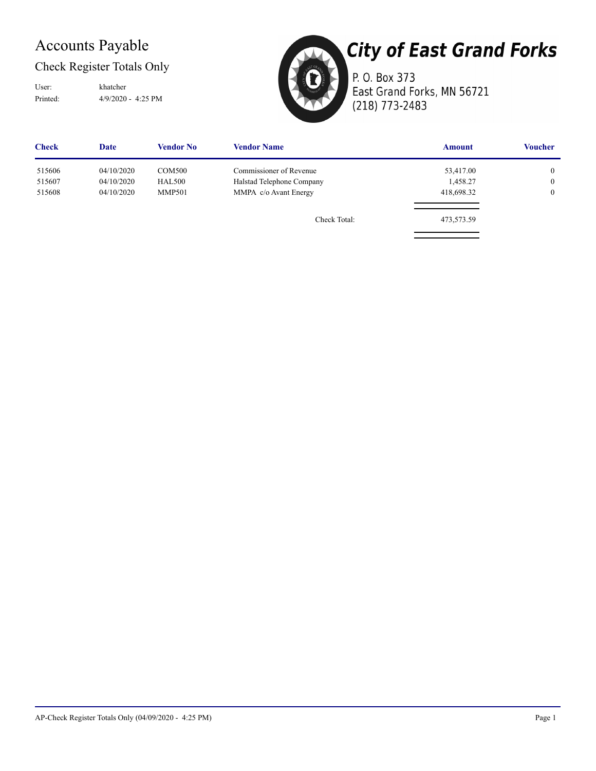# Accounts Payable

## Check Register Totals Only

User: khatcher
Printed: 4/9/2020 - 4:25 PM

# City of East Grand Forks

P. O. Box 373
East Grand Forks, MN 56721
(218) 773-2483

| Check | Date | Vendor No | Vendor Name | Amount | Voucher |
|---|---|---|---|---|---|
| 515606 | 04/10/2020 | COM500 | Commissioner of Revenue | 53,417.00 | 0 |
| 515607 | 04/10/2020 | HAL500 | Halstad Telephone Company | 1,458.27 | 0 |
| 515608 | 04/10/2020 | MMP501 | MMPA c/o Avant Energy | 418,698.32 | 0 |
| | | | Check Total: | 473,573.59 | |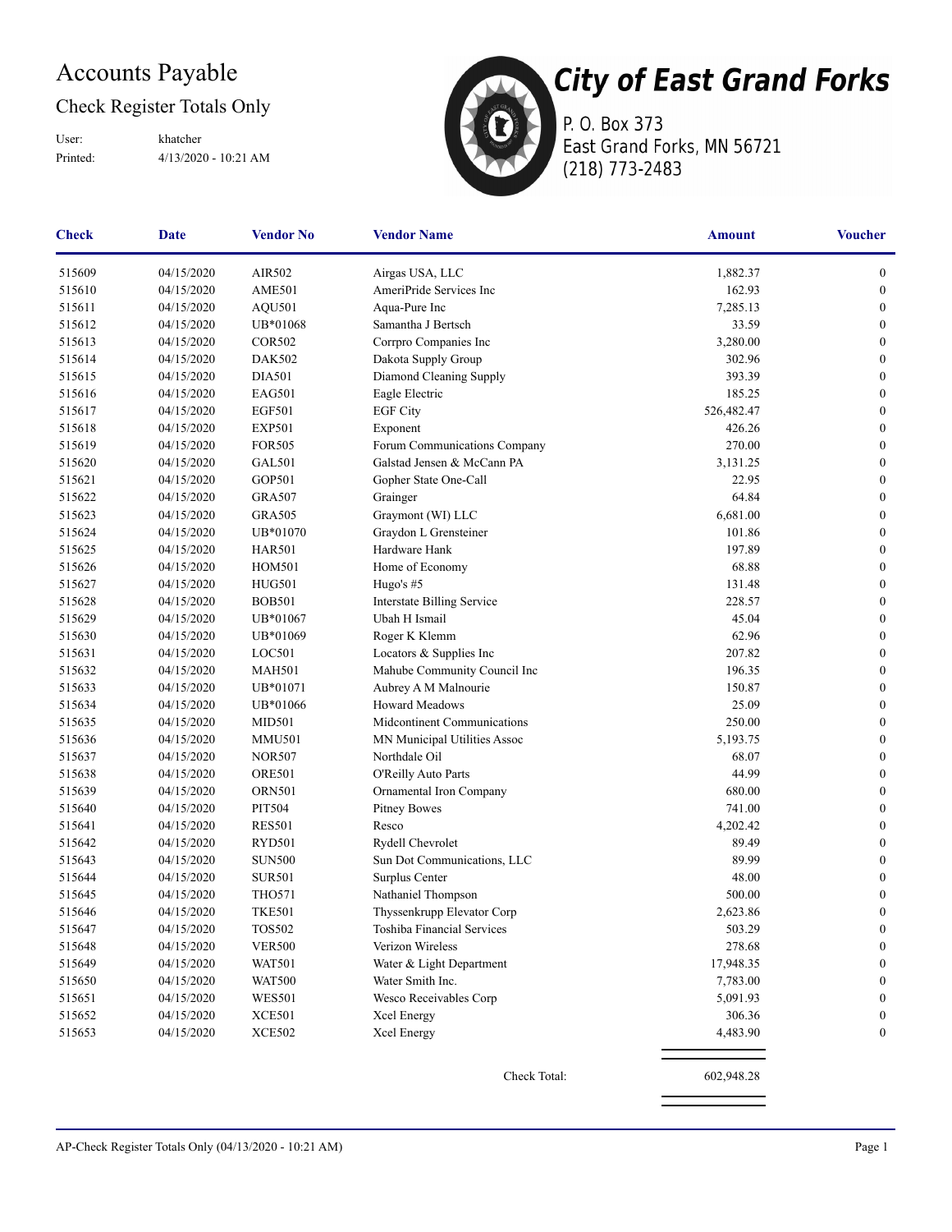# Accounts Payable

## Check Register Totals Only

User: khatcher
Printed: 4/13/2020 - 10:21 AM

**City of East Grand Forks**
P. O. Box 373
East Grand Forks, MN 56721
(218) 773-2483

| Check | Date | Vendor No | Vendor Name | Amount | Voucher |
|---|---|---|---|---|---|
| 515609 | 04/15/2020 | AIR502 | Airgas USA, LLC | 1,882.37 | 0 |
| 515610 | 04/15/2020 | AME501 | AmeriPride Services Inc | 162.93 | 0 |
| 515611 | 04/15/2020 | AQU501 | Aqua-Pure Inc | 7,285.13 | 0 |
| 515612 | 04/15/2020 | UB*01068 | Samantha J Bertsch | 33.59 | 0 |
| 515613 | 04/15/2020 | COR502 | Corrpro Companies Inc | 3,280.00 | 0 |
| 515614 | 04/15/2020 | DAK502 | Dakota Supply Group | 302.96 | 0 |
| 515615 | 04/15/2020 | DIA501 | Diamond Cleaning Supply | 393.39 | 0 |
| 515616 | 04/15/2020 | EAG501 | Eagle Electric | 185.25 | 0 |
| 515617 | 04/15/2020 | EGF501 | EGF City | 526,482.47 | 0 |
| 515618 | 04/15/2020 | EXP501 | Exponent | 426.26 | 0 |
| 515619 | 04/15/2020 | FOR505 | Forum Communications Company | 270.00 | 0 |
| 515620 | 04/15/2020 | GAL501 | Galstad Jensen & McCann PA | 3,131.25 | 0 |
| 515621 | 04/15/2020 | GOP501 | Gopher State One-Call | 22.95 | 0 |
| 515622 | 04/15/2020 | GRA507 | Grainger | 64.84 | 0 |
| 515623 | 04/15/2020 | GRA505 | Graymont (WI) LLC | 6,681.00 | 0 |
| 515624 | 04/15/2020 | UB*01070 | Graydon L Grensteiner | 101.86 | 0 |
| 515625 | 04/15/2020 | HAR501 | Hardware Hank | 197.89 | 0 |
| 515626 | 04/15/2020 | HOM501 | Home of Economy | 68.88 | 0 |
| 515627 | 04/15/2020 | HUG501 | Hugo's #5 | 131.48 | 0 |
| 515628 | 04/15/2020 | BOB501 | Interstate Billing Service | 228.57 | 0 |
| 515629 | 04/15/2020 | UB*01067 | Ubah H Ismail | 45.04 | 0 |
| 515630 | 04/15/2020 | UB*01069 | Roger K Klemm | 62.96 | 0 |
| 515631 | 04/15/2020 | LOC501 | Locators & Supplies Inc | 207.82 | 0 |
| 515632 | 04/15/2020 | MAH501 | Mahube Community Council Inc | 196.35 | 0 |
| 515633 | 04/15/2020 | UB*01071 | Aubrey A M Malnourie | 150.87 | 0 |
| 515634 | 04/15/2020 | UB*01066 | Howard Meadows | 25.09 | 0 |
| 515635 | 04/15/2020 | MID501 | Midcontinent Communications | 250.00 | 0 |
| 515636 | 04/15/2020 | MMU501 | MN Municipal Utilities Assoc | 5,193.75 | 0 |
| 515637 | 04/15/2020 | NOR507 | Northdale Oil | 68.07 | 0 |
| 515638 | 04/15/2020 | ORE501 | O'Reilly Auto Parts | 44.99 | 0 |
| 515639 | 04/15/2020 | ORN501 | Ornamental Iron Company | 680.00 | 0 |
| 515640 | 04/15/2020 | PIT504 | Pitney Bowes | 741.00 | 0 |
| 515641 | 04/15/2020 | RES501 | Resco | 4,202.42 | 0 |
| 515642 | 04/15/2020 | RYD501 | Rydell Chevrolet | 89.49 | 0 |
| 515643 | 04/15/2020 | SUN500 | Sun Dot Communications, LLC | 89.99 | 0 |
| 515644 | 04/15/2020 | SUR501 | Surplus Center | 48.00 | 0 |
| 515645 | 04/15/2020 | THO571 | Nathaniel Thompson | 500.00 | 0 |
| 515646 | 04/15/2020 | TKE501 | Thyssenkrupp Elevator Corp | 2,623.86 | 0 |
| 515647 | 04/15/2020 | TOS502 | Toshiba Financial Services | 503.29 | 0 |
| 515648 | 04/15/2020 | VER500 | Verizon Wireless | 278.68 | 0 |
| 515649 | 04/15/2020 | WAT501 | Water & Light Department | 17,948.35 | 0 |
| 515650 | 04/15/2020 | WAT500 | Water Smith Inc. | 7,783.00 | 0 |
| 515651 | 04/15/2020 | WES501 | Wesco Receivables Corp | 5,091.93 | 0 |
| 515652 | 04/15/2020 | XCE501 | Xcel Energy | 306.36 | 0 |
| 515653 | 04/15/2020 | XCE502 | Xcel Energy | 4,483.90 | 0 |
| | | | Check Total: | 602,948.28 | |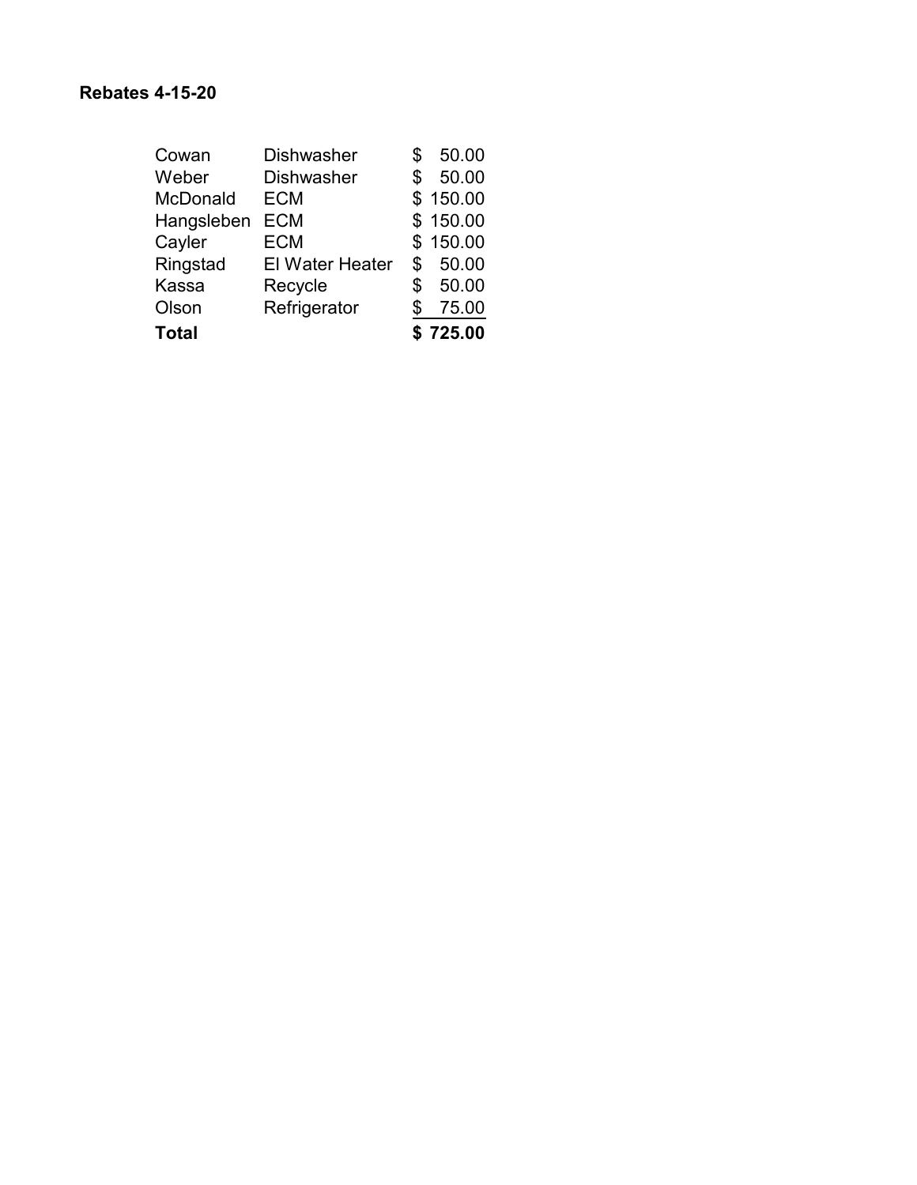**Rebates 4-15-20**

| | | |
|---|---|---|
| Cowan | Dishwasher | $ 50.00 |
| Weber | Dishwasher | $ 50.00 |
| McDonald | ECM | $ 150.00 |
| Hangsleben | ECM | $ 150.00 |
| Cayler | ECM | $ 150.00 |
| Ringstad | El Water Heater | $ 50.00 |
| Kassa | Recycle | $ 50.00 |
| Olson | Refrigerator | $ 75.00 |
| **Total** | | **$ 725.00** |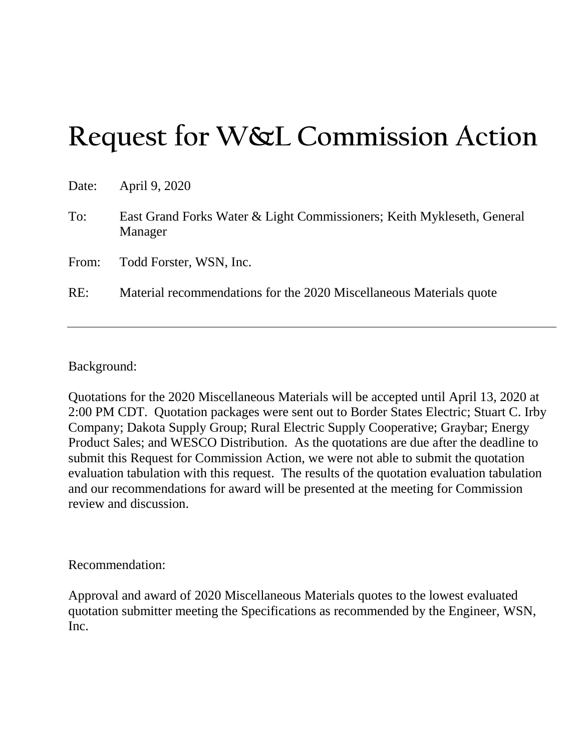# Request for W&L Commission Action

Date: April 9, 2020

To: East Grand Forks Water & Light Commissioners; Keith Mykleseth, General Manager

From: Todd Forster, WSN, Inc.

RE: Material recommendations for the 2020 Miscellaneous Materials quote

---

Background:

Quotations for the 2020 Miscellaneous Materials will be accepted until April 13, 2020 at 2:00 PM CDT. Quotation packages were sent out to Border States Electric; Stuart C. Irby Company; Dakota Supply Group; Rural Electric Supply Cooperative; Graybar; Energy Product Sales; and WESCO Distribution. As the quotations are due after the deadline to submit this Request for Commission Action, we were not able to submit the quotation evaluation tabulation with this request. The results of the quotation evaluation tabulation and our recommendations for award will be presented at the meeting for Commission review and discussion.

Recommendation:

Approval and award of 2020 Miscellaneous Materials quotes to the lowest evaluated quotation submitter meeting the Specifications as recommended by the Engineer, WSN, Inc.